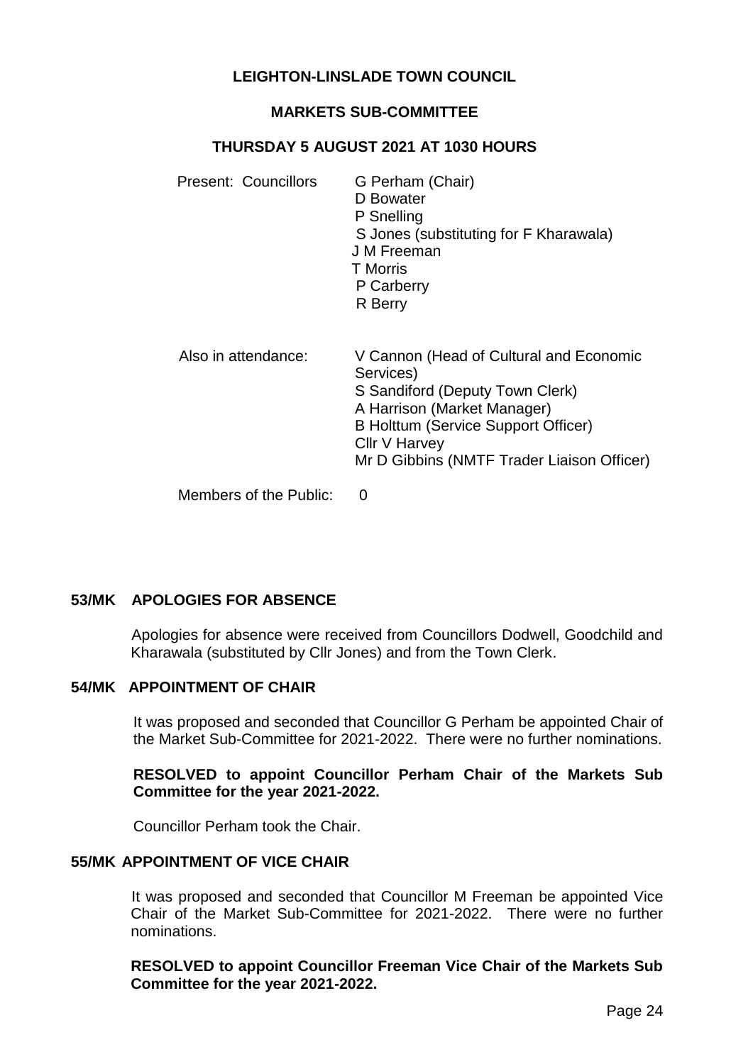# LEIGHTON-LINSLADE TOWN COUNCIL

## MARKETS SUB-COMMITTEE

### THURSDAY 5 AUGUST 2021 AT 1030 HOURS

Present: Councillors
- G Perham (Chair)
- D Bowater
- P Snelling
- S Jones (substituting for F Kharawala)
- J M Freeman
- T Morris
- P Carberry
- R Berry

Also in attendance:
- V Cannon (Head of Cultural and Economic Services)
- S Sandiford (Deputy Town Clerk)
- A Harrison (Market Manager)
- B Holttum (Service Support Officer)
- Cllr V Harvey
- Mr D Gibbins (NMTF Trader Liaison Officer)

Members of the Public: 0

**53/MK APOLOGIES FOR ABSENCE**

Apologies for absence were received from Councillors Dodwell, Goodchild and Kharawala (substituted by Cllr Jones) and from the Town Clerk.

**54/MK APPOINTMENT OF CHAIR**

It was proposed and seconded that Councillor G Perham be appointed Chair of the Market Sub-Committee for 2021-2022. There were no further nominations.

**RESOLVED to appoint Councillor Perham Chair of the Markets Sub Committee for the year 2021-2022.**

Councillor Perham took the Chair.

**55/MK APPOINTMENT OF VICE CHAIR**

It was proposed and seconded that Councillor M Freeman be appointed Vice Chair of the Market Sub-Committee for 2021-2022. There were no further nominations.

**RESOLVED to appoint Councillor Freeman Vice Chair of the Markets Sub Committee for the year 2021-2022.**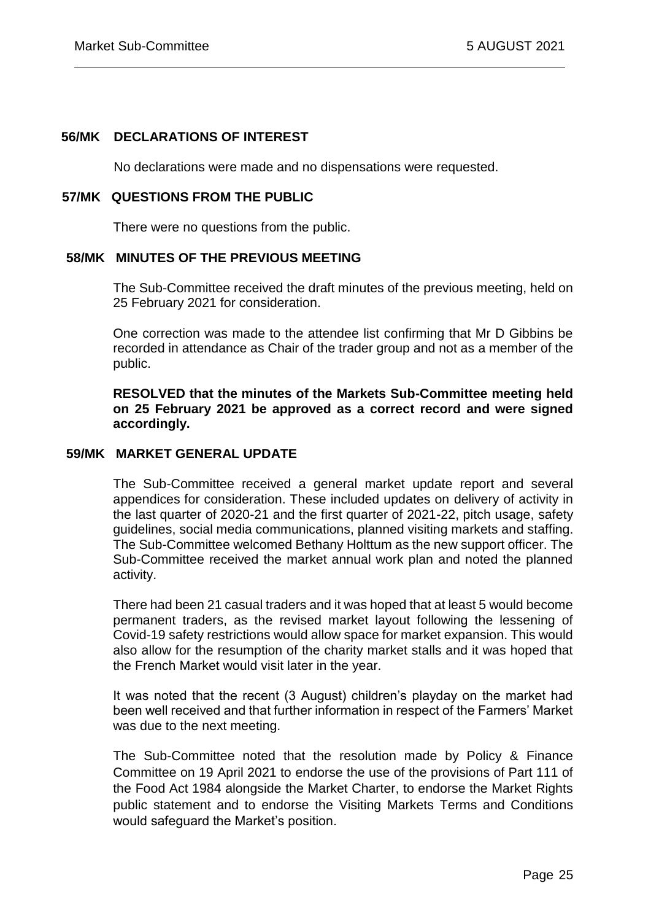### 56/MK DECLARATIONS OF INTEREST

No declarations were made and no dispensations were requested.

### 57/MK QUESTIONS FROM THE PUBLIC

There were no questions from the public.

### 58/MK MINUTES OF THE PREVIOUS MEETING

The Sub-Committee received the draft minutes of the previous meeting, held on 25 February 2021 for consideration.

One correction was made to the attendee list confirming that Mr D Gibbins be recorded in attendance as Chair of the trader group and not as a member of the public.

**RESOLVED that the minutes of the Markets Sub-Committee meeting held on 25 February 2021 be approved as a correct record and were signed accordingly.**

### 59/MK MARKET GENERAL UPDATE

The Sub-Committee received a general market update report and several appendices for consideration. These included updates on delivery of activity in the last quarter of 2020-21 and the first quarter of 2021-22, pitch usage, safety guidelines, social media communications, planned visiting markets and staffing. The Sub-Committee welcomed Bethany Holttum as the new support officer. The Sub-Committee received the market annual work plan and noted the planned activity.

There had been 21 casual traders and it was hoped that at least 5 would become permanent traders, as the revised market layout following the lessening of Covid-19 safety restrictions would allow space for market expansion. This would also allow for the resumption of the charity market stalls and it was hoped that the French Market would visit later in the year.

It was noted that the recent (3 August) children's playday on the market had been well received and that further information in respect of the Farmers' Market was due to the next meeting.

The Sub-Committee noted that the resolution made by Policy & Finance Committee on 19 April 2021 to endorse the use of the provisions of Part 111 of the Food Act 1984 alongside the Market Charter, to endorse the Market Rights public statement and to endorse the Visiting Markets Terms and Conditions would safeguard the Market's position.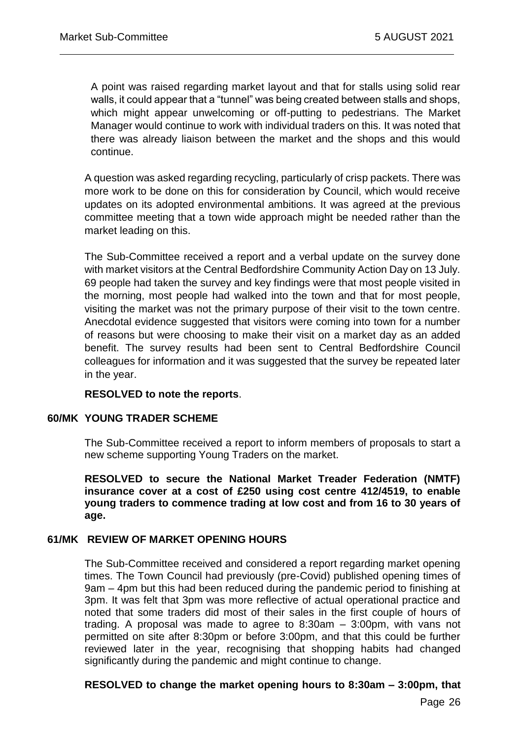A point was raised regarding market layout and that for stalls using solid rear walls, it could appear that a "tunnel" was being created between stalls and shops, which might appear unwelcoming or off-putting to pedestrians. The Market Manager would continue to work with individual traders on this. It was noted that there was already liaison between the market and the shops and this would continue.

A question was asked regarding recycling, particularly of crisp packets. There was more work to be done on this for consideration by Council, which would receive updates on its adopted environmental ambitions. It was agreed at the previous committee meeting that a town wide approach might be needed rather than the market leading on this.

The Sub-Committee received a report and a verbal update on the survey done with market visitors at the Central Bedfordshire Community Action Day on 13 July. 69 people had taken the survey and key findings were that most people visited in the morning, most people had walked into the town and that for most people, visiting the market was not the primary purpose of their visit to the town centre. Anecdotal evidence suggested that visitors were coming into town for a number of reasons but were choosing to make their visit on a market day as an added benefit. The survey results had been sent to Central Bedfordshire Council colleagues for information and it was suggested that the survey be repeated later in the year.

**RESOLVED to note the reports**.

## 60/MK YOUNG TRADER SCHEME

The Sub-Committee received a report to inform members of proposals to start a new scheme supporting Young Traders on the market.

**RESOLVED to secure the National Market Treader Federation (NMTF) insurance cover at a cost of £250 using cost centre 412/4519, to enable young traders to commence trading at low cost and from 16 to 30 years of age.**

## 61/MK REVIEW OF MARKET OPENING HOURS

The Sub-Committee received and considered a report regarding market opening times. The Town Council had previously (pre-Covid) published opening times of 9am – 4pm but this had been reduced during the pandemic period to finishing at 3pm. It was felt that 3pm was more reflective of actual operational practice and noted that some traders did most of their sales in the first couple of hours of trading. A proposal was made to agree to 8:30am – 3:00pm, with vans not permitted on site after 8:30pm or before 3:00pm, and that this could be further reviewed later in the year, recognising that shopping habits had changed significantly during the pandemic and might continue to change.

**RESOLVED to change the market opening hours to 8:30am – 3:00pm, that**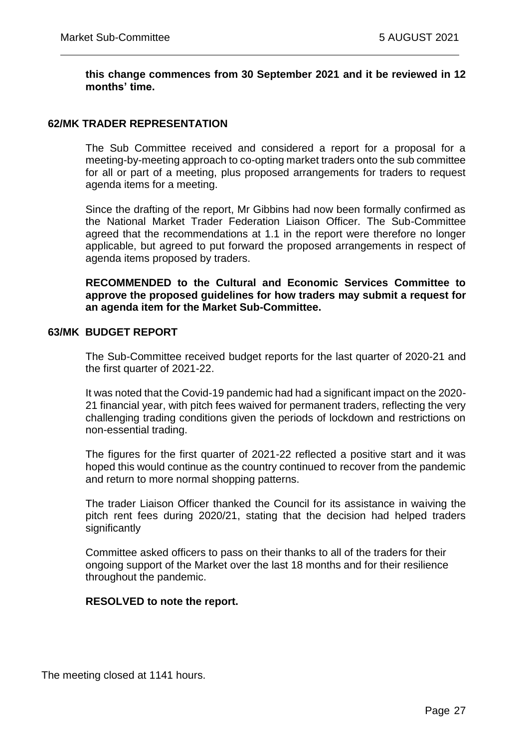**this change commences from 30 September 2021 and it be reviewed in 12 months' time.**

## 62/MK TRADER REPRESENTATION

The Sub Committee received and considered a report for a proposal for a meeting-by-meeting approach to co-opting market traders onto the sub committee for all or part of a meeting, plus proposed arrangements for traders to request agenda items for a meeting.

Since the drafting of the report, Mr Gibbins had now been formally confirmed as the National Market Trader Federation Liaison Officer. The Sub-Committee agreed that the recommendations at 1.1 in the report were therefore no longer applicable, but agreed to put forward the proposed arrangements in respect of agenda items proposed by traders.

**RECOMMENDED to the Cultural and Economic Services Committee to approve the proposed guidelines for how traders may submit a request for an agenda item for the Market Sub-Committee.**

## 63/MK BUDGET REPORT

The Sub-Committee received budget reports for the last quarter of 2020-21 and the first quarter of 2021-22.

It was noted that the Covid-19 pandemic had had a significant impact on the 2020-21 financial year, with pitch fees waived for permanent traders, reflecting the very challenging trading conditions given the periods of lockdown and restrictions on non-essential trading.

The figures for the first quarter of 2021-22 reflected a positive start and it was hoped this would continue as the country continued to recover from the pandemic and return to more normal shopping patterns.

The trader Liaison Officer thanked the Council for its assistance in waiving the pitch rent fees during 2020/21, stating that the decision had helped traders significantly

Committee asked officers to pass on their thanks to all of the traders for their ongoing support of the Market over the last 18 months and for their resilience throughout the pandemic.

**RESOLVED to note the report.**

The meeting closed at 1141 hours.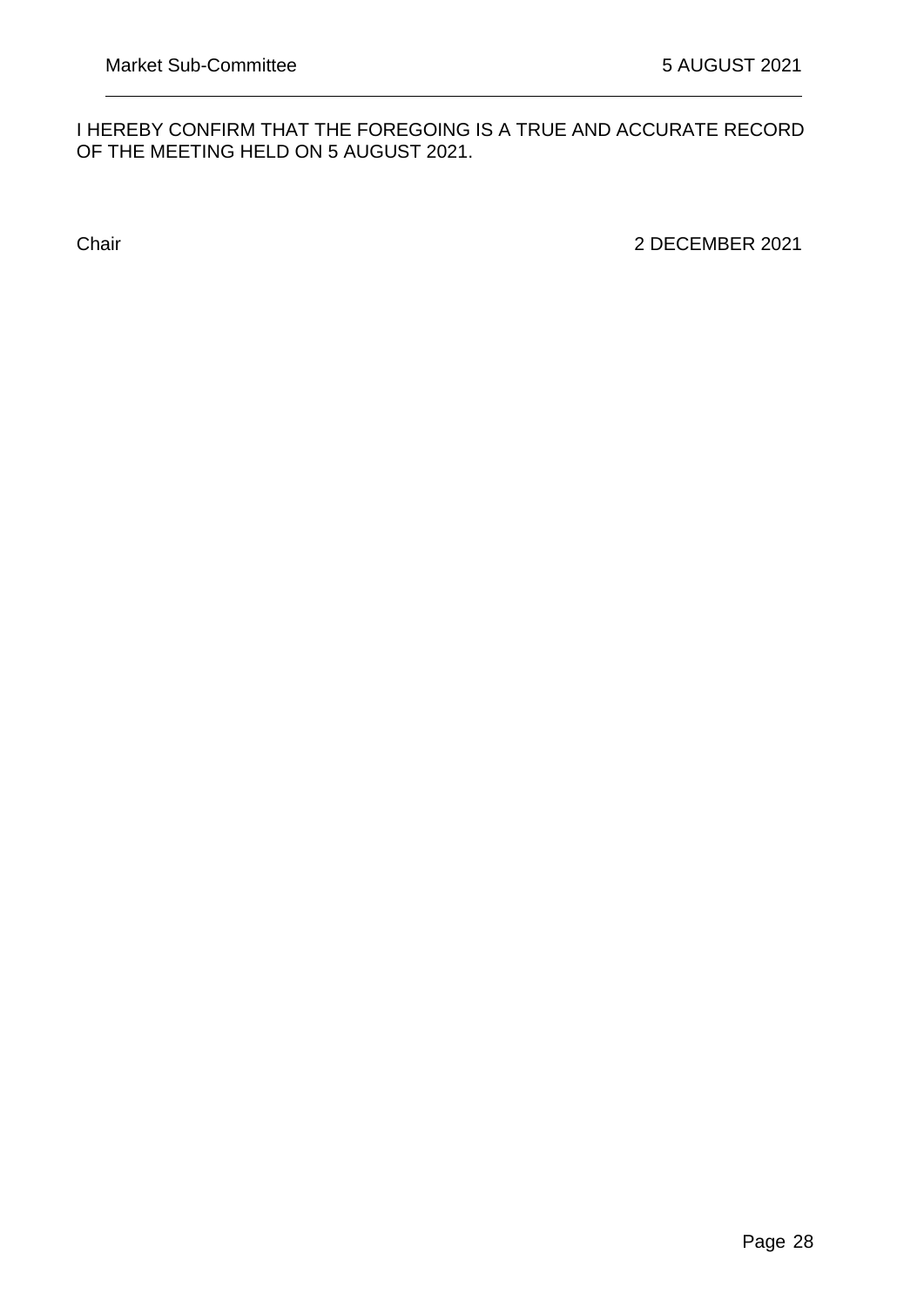I HEREBY CONFIRM THAT THE FOREGOING IS A TRUE AND ACCURATE RECORD OF THE MEETING HELD ON 5 AUGUST 2021.

Chair 2 DECEMBER 2021